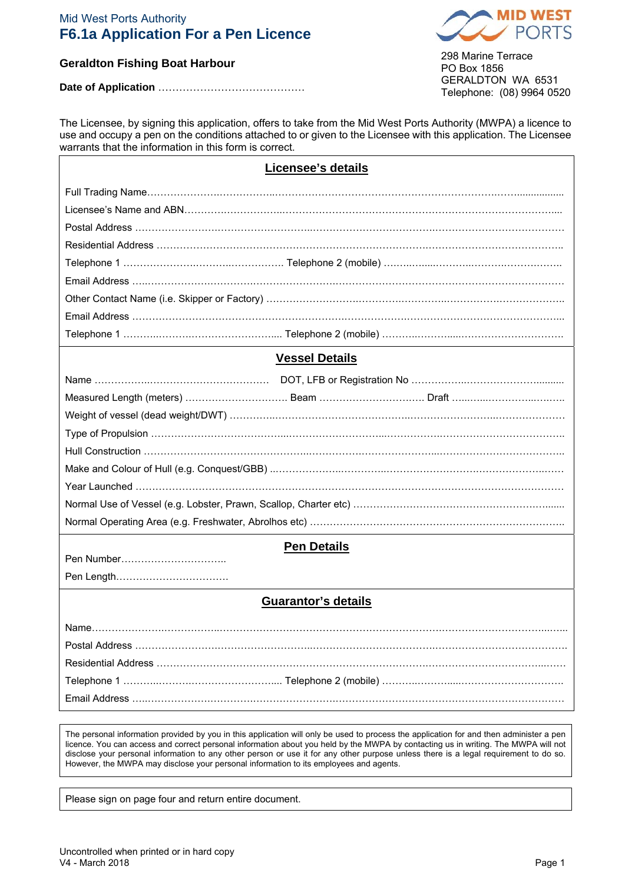Mid West Ports Authority

# F6.1a Application For a Pen Licence

**Geraldton Fishing Boat Harbour**

**Date of Application** ……………………………………

298 Marine Terrace
PO Box 1856
GERALDTON WA 6531
Telephone: (08) 9964 0520

The Licensee, by signing this application, offers to take from the Mid West Ports Authority (MWPA) a licence to use and occupy a pen on the conditions attached to or given to the Licensee with this application. The Licensee warrants that the information in this form is correct.

## Licensee's details

Full Trading Name……………………………………………………………………………………………………………

Licensee's Name and ABN………………………………………………………………………………………………

Postal Address ………………………………………………………………………………………………………………

Residential Address ………………………………………………………………………………………………………

Telephone 1 ……………………………………… Telephone 2 (mobile) …………………………………………

Email Address ………………………………………………………………………………………………………………

Other Contact Name (i.e. Skipper or Factory) …………………………………………………………………

Email Address ………………………………………………………………………………………………………………

Telephone 1 ……………………………………… Telephone 2 (mobile) …………………………………………

## Vessel Details

Name ……………………………………………… DOT, LFB or Registration No ……………………………………

Measured Length (meters) ……………………… Beam ……………………… Draft ………………………

Weight of vessel (dead weight/DWT) ……………………………………………………………………………

Type of Propulsion ……………………………………………………………………………………………………

Hull Construction ………………………………………………………………………………………………………

Make and Colour of Hull (e.g. Conquest/GBB) …………………………………………………………………

Year Launched …………………………………………………………………………………………………………

Normal Use of Vessel (e.g. Lobster, Prawn, Scallop, Charter etc) ……………………………………………

Normal Operating Area (e.g. Freshwater, Abrolhos etc) ………………………………………………………

## Pen Details

Pen Number…………………………..

Pen Length……………………………

## Guarantor's details

Name…………………………………………………………………………………………………………………………

Postal Address ……………………………………………………………………………………………………………

Residential Address ………………………………………………………………………………………………………

Telephone 1 ……………………………………… Telephone 2 (mobile) …………………………………………

Email Address ………………………………………………………………………………………………………………

The personal information provided by you in this application will only be used to process the application for and then administer a pen licence. You can access and correct personal information about you held by the MWPA by contacting us in writing. The MWPA will not disclose your personal information to any other person or use it for any other purpose unless there is a legal requirement to do so. However, the MWPA may disclose your personal information to its employees and agents.

Please sign on page four and return entire document.

Uncontrolled when printed or in hard copy
V4 - March 2018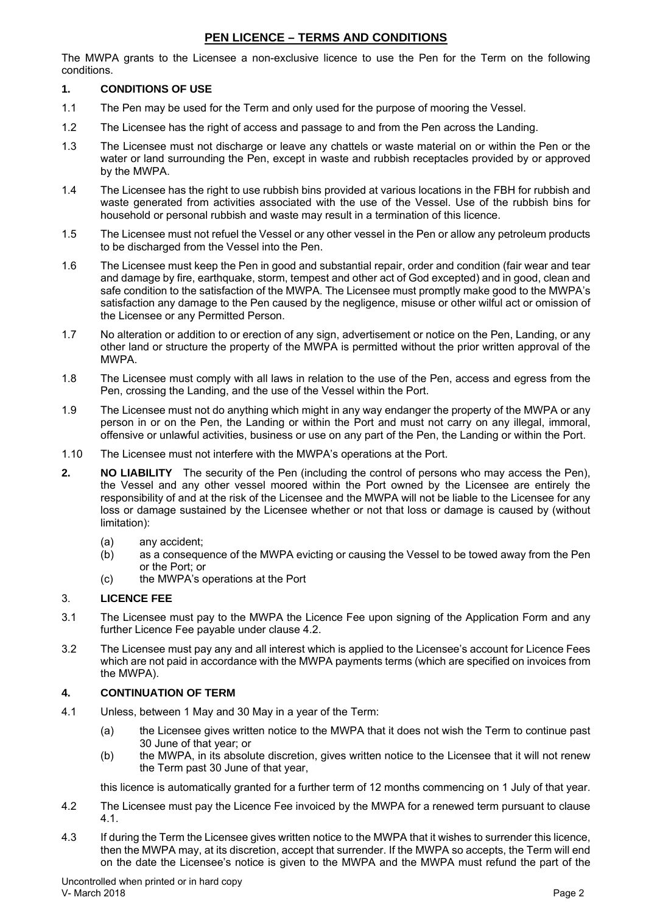## PEN LICENCE – TERMS AND CONDITIONS

The MWPA grants to the Licensee a non-exclusive licence to use the Pen for the Term on the following conditions.

**1. CONDITIONS OF USE**

1.1 The Pen may be used for the Term and only used for the purpose of mooring the Vessel.

1.2 The Licensee has the right of access and passage to and from the Pen across the Landing.

1.3 The Licensee must not discharge or leave any chattels or waste material on or within the Pen or the water or land surrounding the Pen, except in waste and rubbish receptacles provided by or approved by the MWPA.

1.4 The Licensee has the right to use rubbish bins provided at various locations in the FBH for rubbish and waste generated from activities associated with the use of the Vessel. Use of the rubbish bins for household or personal rubbish and waste may result in a termination of this licence.

1.5 The Licensee must not refuel the Vessel or any other vessel in the Pen or allow any petroleum products to be discharged from the Vessel into the Pen.

1.6 The Licensee must keep the Pen in good and substantial repair, order and condition (fair wear and tear and damage by fire, earthquake, storm, tempest and other act of God excepted) and in good, clean and safe condition to the satisfaction of the MWPA. The Licensee must promptly make good to the MWPA's satisfaction any damage to the Pen caused by the negligence, misuse or other wilful act or omission of the Licensee or any Permitted Person.

1.7 No alteration or addition to or erection of any sign, advertisement or notice on the Pen, Landing, or any other land or structure the property of the MWPA is permitted without the prior written approval of the MWPA.

1.8 The Licensee must comply with all laws in relation to the use of the Pen, access and egress from the Pen, crossing the Landing, and the use of the Vessel within the Port.

1.9 The Licensee must not do anything which might in any way endanger the property of the MWPA or any person in or on the Pen, the Landing or within the Port and must not carry on any illegal, immoral, offensive or unlawful activities, business or use on any part of the Pen, the Landing or within the Port.

1.10 The Licensee must not interfere with the MWPA's operations at the Port.

**2. NO LIABILITY** The security of the Pen (including the control of persons who may access the Pen), the Vessel and any other vessel moored within the Port owned by the Licensee are entirely the responsibility of and at the risk of the Licensee and the MWPA will not be liable to the Licensee for any loss or damage sustained by the Licensee whether or not that loss or damage is caused by (without limitation):

(a) any accident;
(b) as a consequence of the MWPA evicting or causing the Vessel to be towed away from the Pen or the Port; or
(c) the MWPA's operations at the Port

3. **LICENCE FEE**

3.1 The Licensee must pay to the MWPA the Licence Fee upon signing of the Application Form and any further Licence Fee payable under clause 4.2.

3.2 The Licensee must pay any and all interest which is applied to the Licensee's account for Licence Fees which are not paid in accordance with the MWPA payments terms (which are specified on invoices from the MWPA).

**4. CONTINUATION OF TERM**

4.1 Unless, between 1 May and 30 May in a year of the Term:

(a) the Licensee gives written notice to the MWPA that it does not wish the Term to continue past 30 June of that year; or
(b) the MWPA, in its absolute discretion, gives written notice to the Licensee that it will not renew the Term past 30 June of that year,

this licence is automatically granted for a further term of 12 months commencing on 1 July of that year.

4.2 The Licensee must pay the Licence Fee invoiced by the MWPA for a renewed term pursuant to clause 4.1.

4.3 If during the Term the Licensee gives written notice to the MWPA that it wishes to surrender this licence, then the MWPA may, at its discretion, accept that surrender. If the MWPA so accepts, the Term will end on the date the Licensee's notice is given to the MWPA and the MWPA must refund the part of the

Uncontrolled when printed or in hard copy
V- March 2018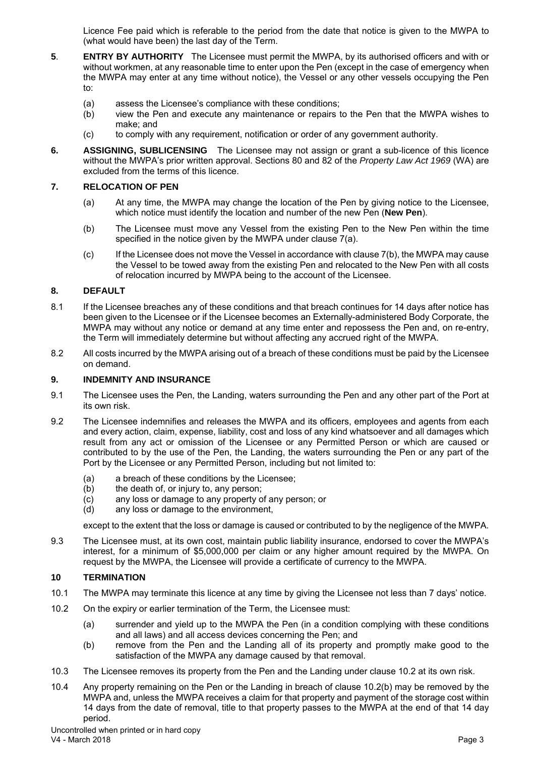Licence Fee paid which is referable to the period from the date that notice is given to the MWPA to (what would have been) the last day of the Term.

**5**. **ENTRY BY AUTHORITY** The Licensee must permit the MWPA, by its authorised officers and with or without workmen, at any reasonable time to enter upon the Pen (except in the case of emergency when the MWPA may enter at any time without notice), the Vessel or any other vessels occupying the Pen to:

(a) assess the Licensee's compliance with these conditions;
(b) view the Pen and execute any maintenance or repairs to the Pen that the MWPA wishes to make; and
(c) to comply with any requirement, notification or order of any government authority.

**6. ASSIGNING, SUBLICENSING** The Licensee may not assign or grant a sub-licence of this licence without the MWPA's prior written approval. Sections 80 and 82 of the *Property Law Act 1969* (WA) are excluded from the terms of this licence.

**7. RELOCATION OF PEN**

(a) At any time, the MWPA may change the location of the Pen by giving notice to the Licensee, which notice must identify the location and number of the new Pen (**New Pen**).

(b) The Licensee must move any Vessel from the existing Pen to the New Pen within the time specified in the notice given by the MWPA under clause 7(a).

(c) If the Licensee does not move the Vessel in accordance with clause 7(b), the MWPA may cause the Vessel to be towed away from the existing Pen and relocated to the New Pen with all costs of relocation incurred by MWPA being to the account of the Licensee.

**8. DEFAULT**

8.1 If the Licensee breaches any of these conditions and that breach continues for 14 days after notice has been given to the Licensee or if the Licensee becomes an Externally-administered Body Corporate, the MWPA may without any notice or demand at any time enter and repossess the Pen and, on re-entry, the Term will immediately determine but without affecting any accrued right of the MWPA.

8.2 All costs incurred by the MWPA arising out of a breach of these conditions must be paid by the Licensee on demand.

**9. INDEMNITY AND INSURANCE**

9.1 The Licensee uses the Pen, the Landing, waters surrounding the Pen and any other part of the Port at its own risk.

9.2 The Licensee indemnifies and releases the MWPA and its officers, employees and agents from each and every action, claim, expense, liability, cost and loss of any kind whatsoever and all damages which result from any act or omission of the Licensee or any Permitted Person or which are caused or contributed to by the use of the Pen, the Landing, the waters surrounding the Pen or any part of the Port by the Licensee or any Permitted Person, including but not limited to:

(a) a breach of these conditions by the Licensee;
(b) the death of, or injury to, any person;
(c) any loss or damage to any property of any person; or
(d) any loss or damage to the environment,

except to the extent that the loss or damage is caused or contributed to by the negligence of the MWPA.

9.3 The Licensee must, at its own cost, maintain public liability insurance, endorsed to cover the MWPA's interest, for a minimum of $5,000,000 per claim or any higher amount required by the MWPA. On request by the MWPA, the Licensee will provide a certificate of currency to the MWPA.

**10 TERMINATION**

10.1 The MWPA may terminate this licence at any time by giving the Licensee not less than 7 days' notice.

10.2 On the expiry or earlier termination of the Term, the Licensee must:

(a) surrender and yield up to the MWPA the Pen (in a condition complying with these conditions and all laws) and all access devices concerning the Pen; and
(b) remove from the Pen and the Landing all of its property and promptly make good to the satisfaction of the MWPA any damage caused by that removal.

10.3 The Licensee removes its property from the Pen and the Landing under clause 10.2 at its own risk.

10.4 Any property remaining on the Pen or the Landing in breach of clause 10.2(b) may be removed by the MWPA and, unless the MWPA receives a claim for that property and payment of the storage cost within 14 days from the date of removal, title to that property passes to the MWPA at the end of that 14 day period.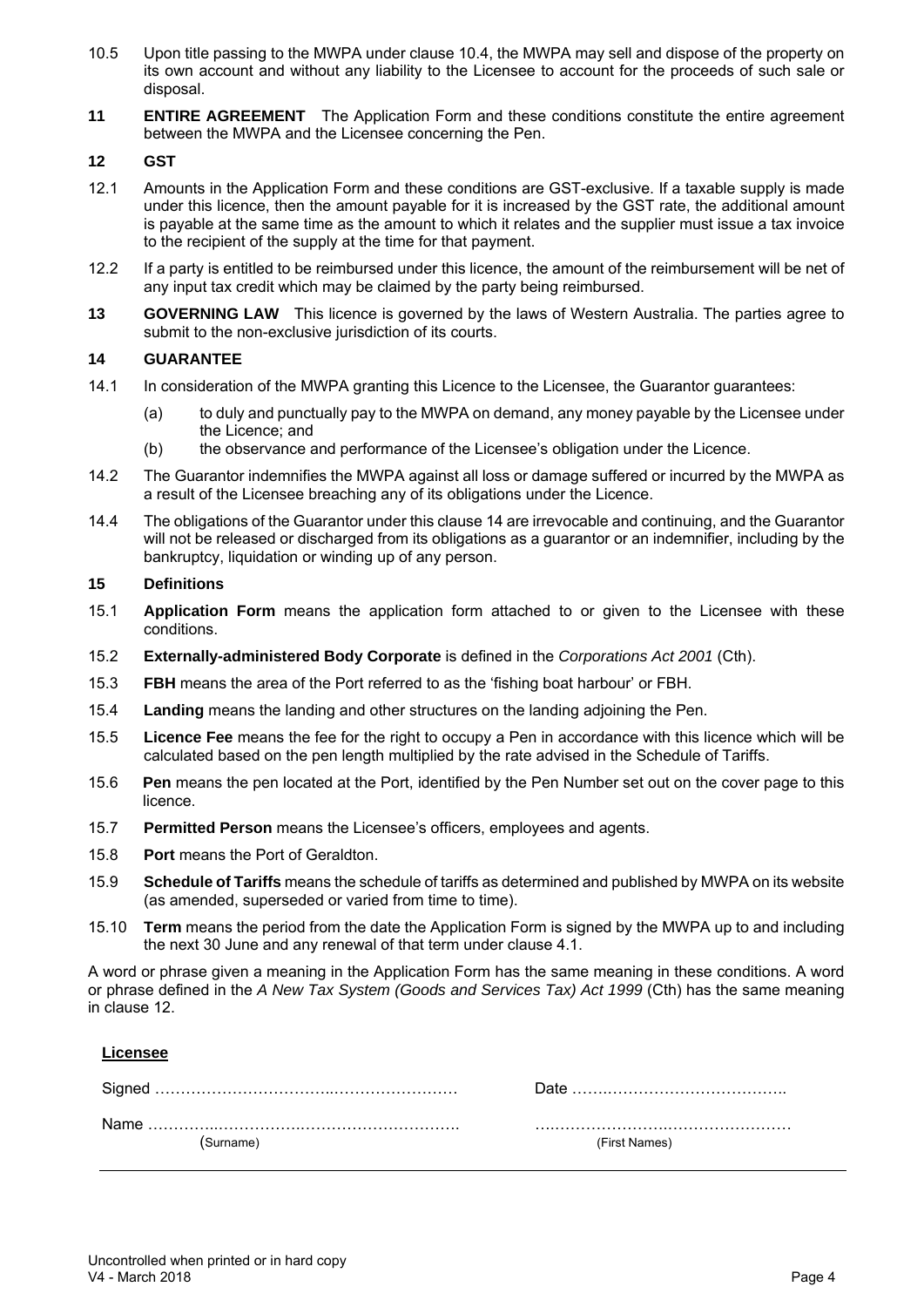10.5 Upon title passing to the MWPA under clause 10.4, the MWPA may sell and dispose of the property on its own account and without any liability to the Licensee to account for the proceeds of such sale or disposal.

**11 ENTIRE AGREEMENT** The Application Form and these conditions constitute the entire agreement between the MWPA and the Licensee concerning the Pen.

**12 GST**

12.1 Amounts in the Application Form and these conditions are GST-exclusive. If a taxable supply is made under this licence, then the amount payable for it is increased by the GST rate, the additional amount is payable at the same time as the amount to which it relates and the supplier must issue a tax invoice to the recipient of the supply at the time for that payment.

12.2 If a party is entitled to be reimbursed under this licence, the amount of the reimbursement will be net of any input tax credit which may be claimed by the party being reimbursed.

**13 GOVERNING LAW** This licence is governed by the laws of Western Australia. The parties agree to submit to the non-exclusive jurisdiction of its courts.

**14 GUARANTEE**

14.1 In consideration of the MWPA granting this Licence to the Licensee, the Guarantor guarantees:

- (a) to duly and punctually pay to the MWPA on demand, any money payable by the Licensee under the Licence; and
- (b) the observance and performance of the Licensee's obligation under the Licence.

14.2 The Guarantor indemnifies the MWPA against all loss or damage suffered or incurred by the MWPA as a result of the Licensee breaching any of its obligations under the Licence.

14.4 The obligations of the Guarantor under this clause 14 are irrevocable and continuing, and the Guarantor will not be released or discharged from its obligations as a guarantor or an indemnifier, including by the bankruptcy, liquidation or winding up of any person.

**15 Definitions**

15.1 **Application Form** means the application form attached to or given to the Licensee with these conditions.

15.2 **Externally-administered Body Corporate** is defined in the *Corporations Act 2001* (Cth).

15.3 **FBH** means the area of the Port referred to as the 'fishing boat harbour' or FBH.

15.4 **Landing** means the landing and other structures on the landing adjoining the Pen.

15.5 **Licence Fee** means the fee for the right to occupy a Pen in accordance with this licence which will be calculated based on the pen length multiplied by the rate advised in the Schedule of Tariffs.

15.6 **Pen** means the pen located at the Port, identified by the Pen Number set out on the cover page to this licence.

15.7 **Permitted Person** means the Licensee's officers, employees and agents.

15.8 **Port** means the Port of Geraldton.

15.9 **Schedule of Tariffs** means the schedule of tariffs as determined and published by MWPA on its website (as amended, superseded or varied from time to time).

15.10 **Term** means the period from the date the Application Form is signed by the MWPA up to and including the next 30 June and any renewal of that term under clause 4.1.

A word or phrase given a meaning in the Application Form has the same meaning in these conditions. A word or phrase defined in the *A New Tax System (Goods and Services Tax) Act 1999* (Cth) has the same meaning in clause 12.

**Licensee**

Signed …………………………….…………………… Date ……………………………………..

Name …………………………………………………. (Surname) ……………………………………… (First Names)

Uncontrolled when printed or in hard copy
V4 - March 2018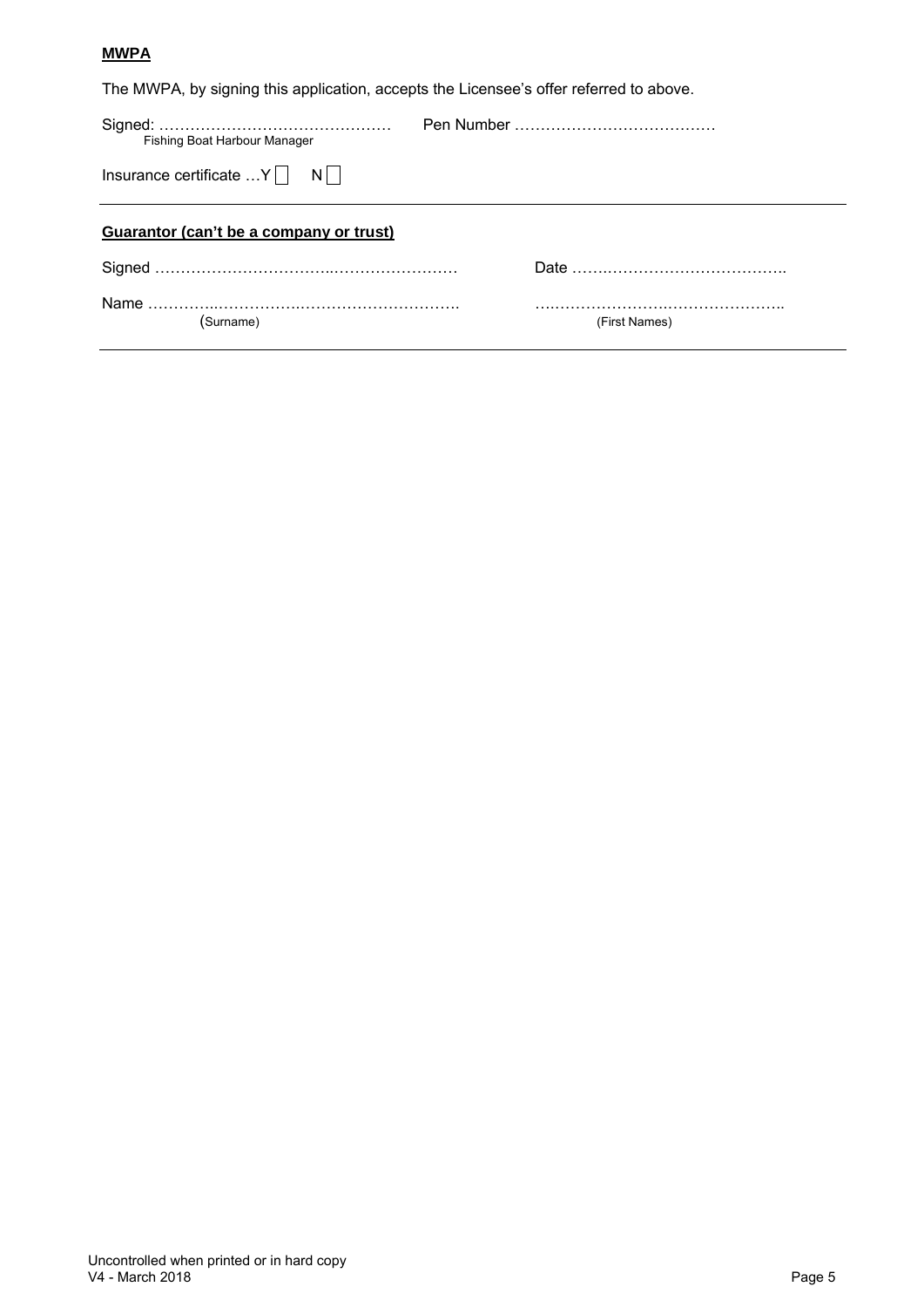**MWPA**

The MWPA, by signing this application, accepts the Licensee's offer referred to above.

Signed: ……………………………………… Pen Number …………………………………
Fishing Boat Harbour Manager

Insurance certificate …Y ☐ N ☐

---

**Guarantor (can't be a company or trust)**

Signed ………………………………..…………………… Date ……..……………………………..

Name …………..…………….……………………………. …..……………………..………………..
(Surname) (First Names)

---

Uncontrolled when printed or in hard copy
V4 - March 2018